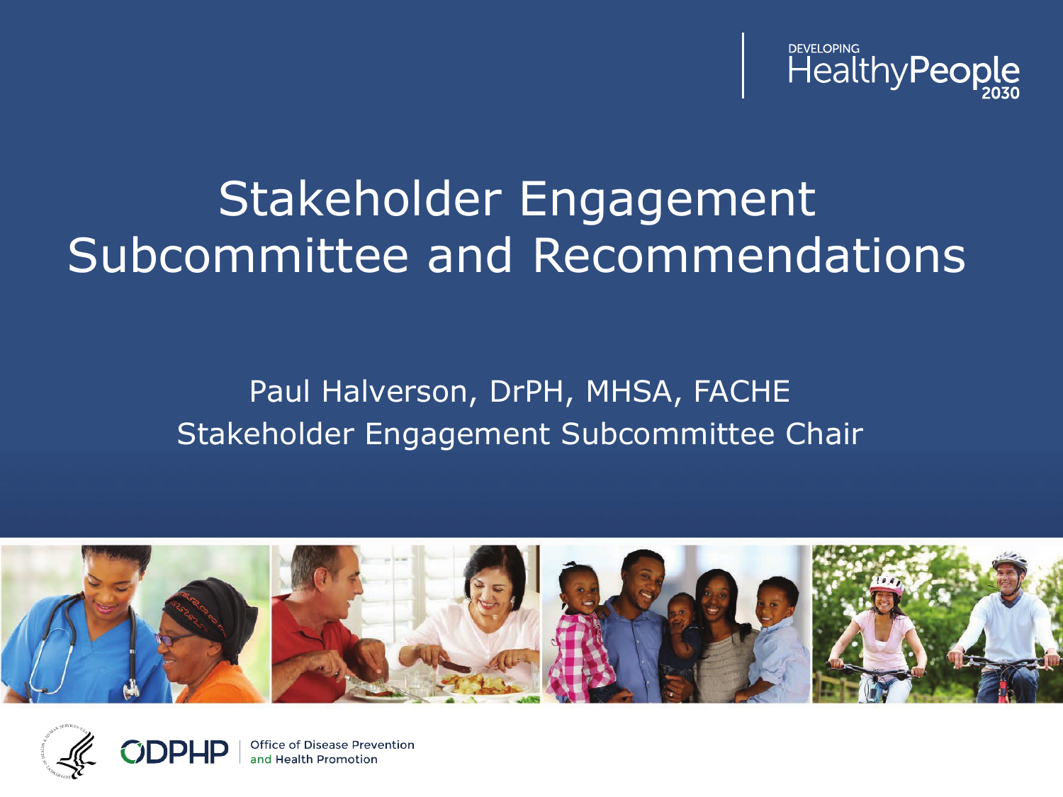DEVELOPING HealthyPeople 2030

# Stakeholder Engagement Subcommittee and Recommendations

Paul Halverson, DrPH, MHSA, FACHE

Stakeholder Engagement Subcommittee Chair

ODPHP | Office of Disease Prevention and Health Promotion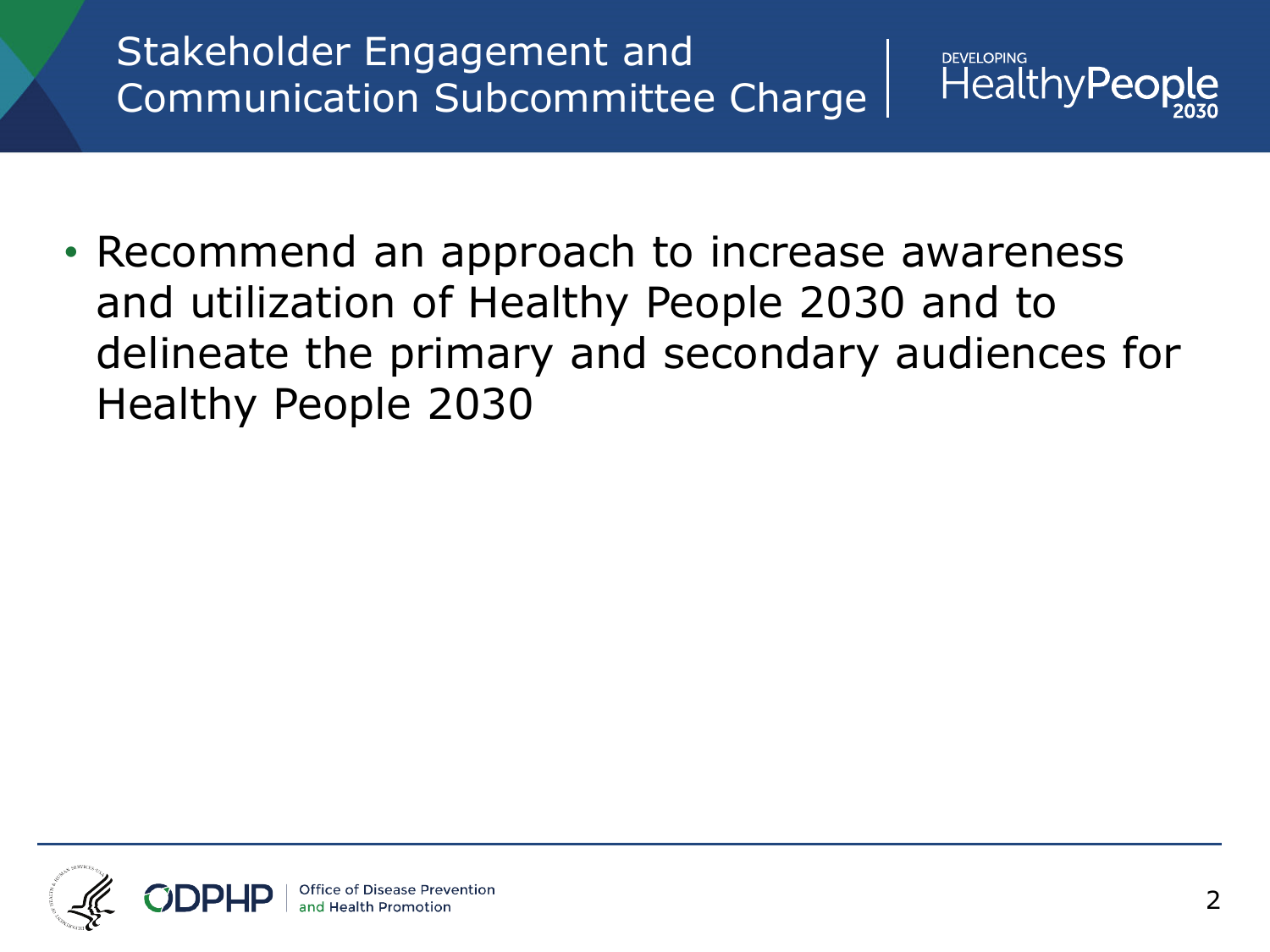# Stakeholder Engagement and Communication Subcommittee Charge

- Recommend an approach to increase awareness and utilization of Healthy People 2030 and to delineate the primary and secondary audiences for Healthy People 2030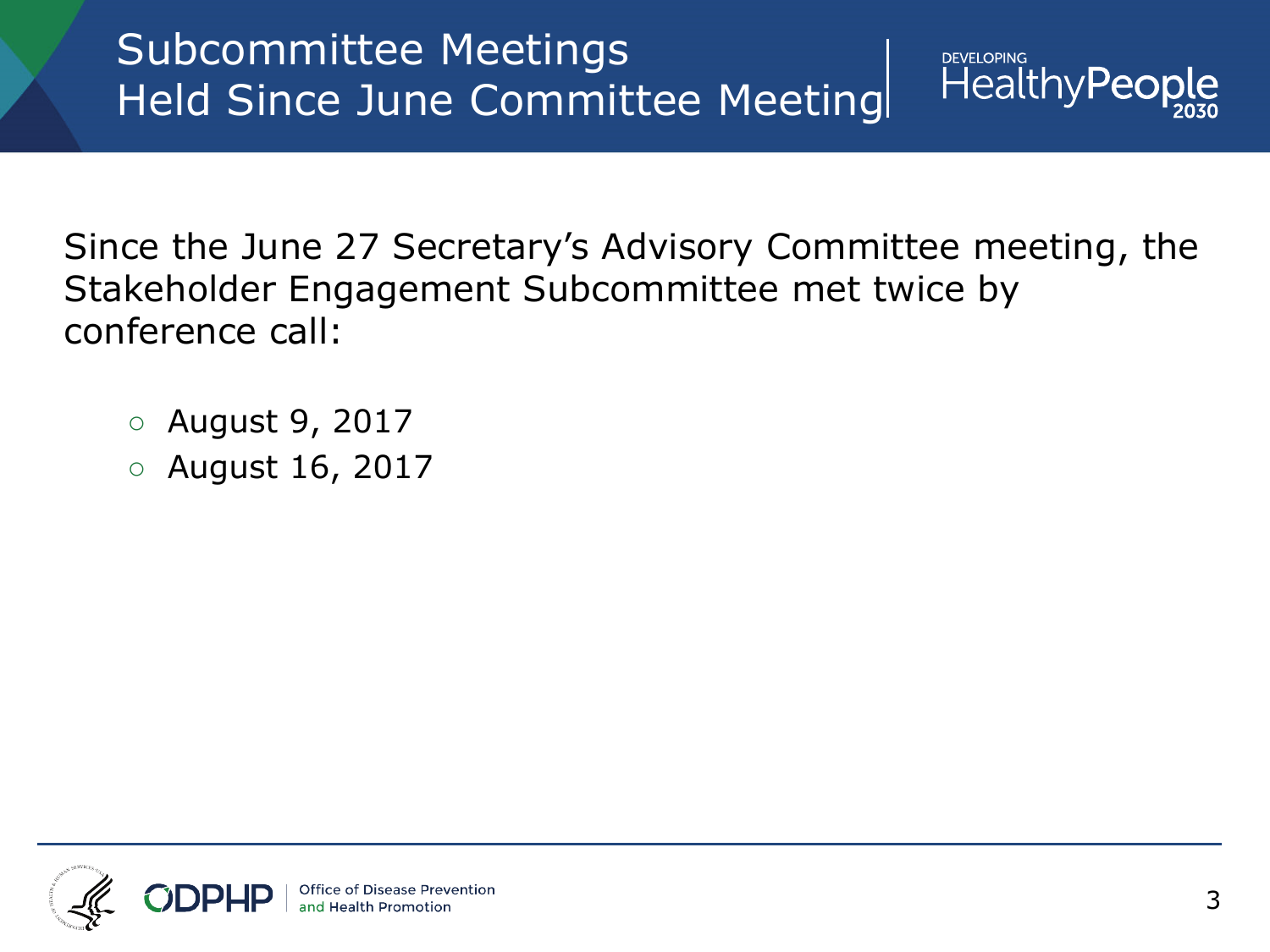# Subcommittee Meetings Held Since June Committee Meeting

Since the June 27 Secretary's Advisory Committee meeting, the Stakeholder Engagement Subcommittee met twice by conference call:

- August 9, 2017
- August 16, 2017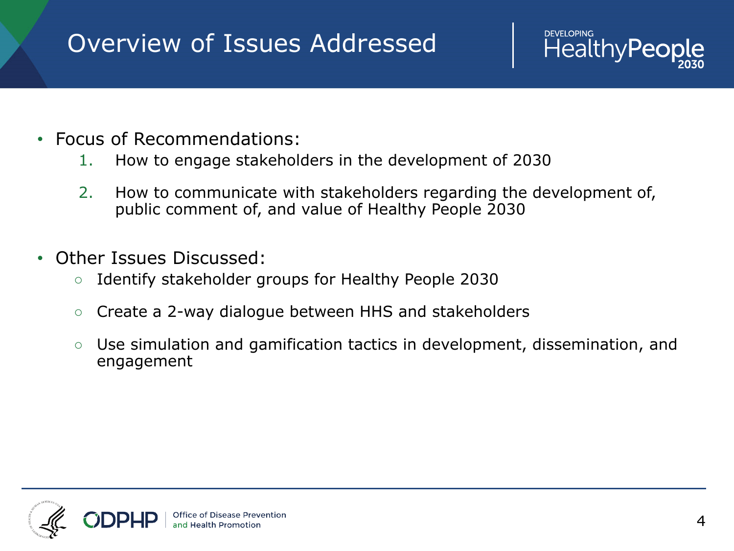# Overview of Issues Addressed

- Focus of Recommendations:
  1. How to engage stakeholders in the development of 2030
  2. How to communicate with stakeholders regarding the development of, public comment of, and value of Healthy People 2030
- Other Issues Discussed:
  - Identify stakeholder groups for Healthy People 2030
  - Create a 2-way dialogue between HHS and stakeholders
  - Use simulation and gamification tactics in development, dissemination, and engagement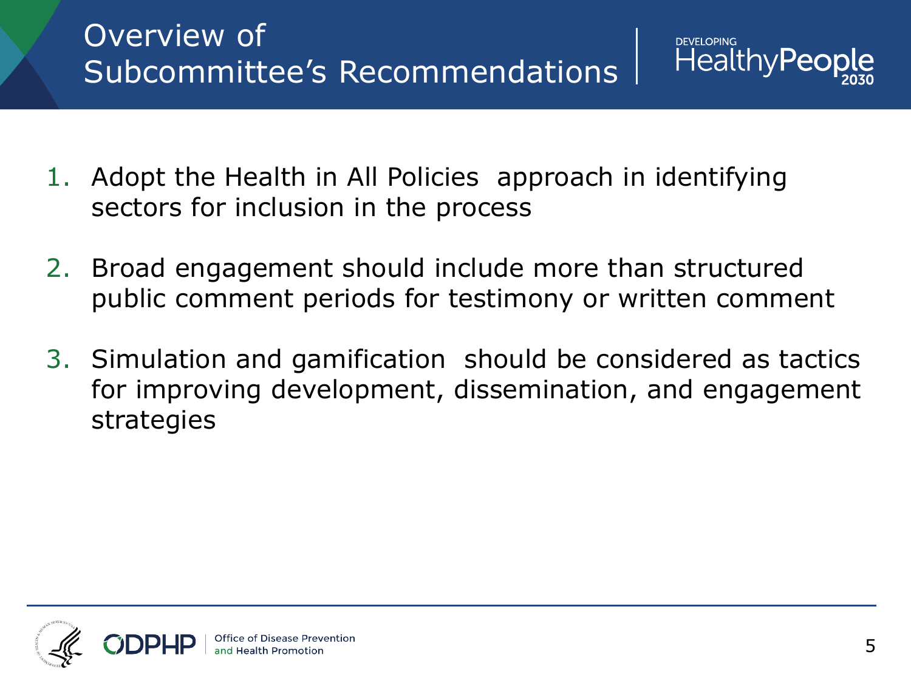# Overview of Subcommittee's Recommendations

1. Adopt the Health in All Policies approach in identifying sectors for inclusion in the process
2. Broad engagement should include more than structured public comment periods for testimony or written comment
3. Simulation and gamification should be considered as tactics for improving development, dissemination, and engagement strategies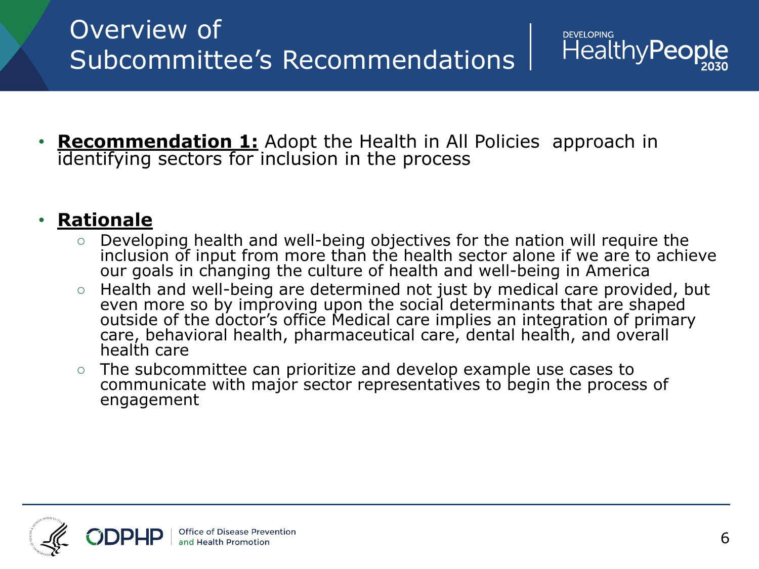# Overview of Subcommittee's Recommendations

- **Recommendation 1:** Adopt the Health in All Policies approach in identifying sectors for inclusion in the process

- **Rationale**
  - Developing health and well-being objectives for the nation will require the inclusion of input from more than the health sector alone if we are to achieve our goals in changing the culture of health and well-being in America
  - Health and well-being are determined not just by medical care provided, but even more so by improving upon the social determinants that are shaped outside of the doctor's office Medical care implies an integration of primary care, behavioral health, pharmaceutical care, dental health, and overall health care
  - The subcommittee can prioritize and develop example use cases to communicate with major sector representatives to begin the process of engagement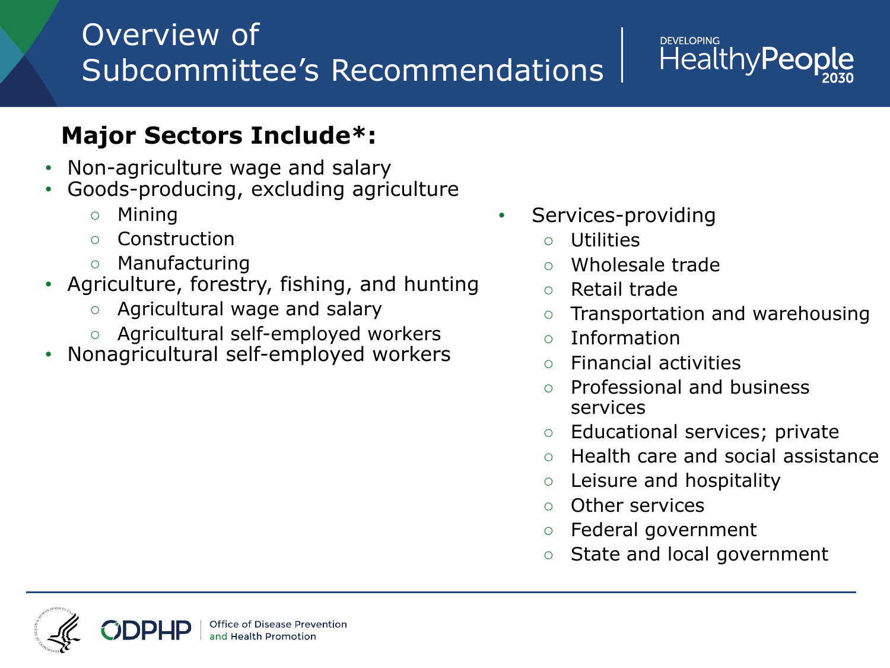# Overview of Subcommittee's Recommendations

**Major Sectors Include*:**

- Non-agriculture wage and salary
- Goods-producing, excluding agriculture
  - Mining
  - Construction
  - Manufacturing
- Agriculture, forestry, fishing, and hunting
  - Agricultural wage and salary
  - Agricultural self-employed workers
- Nonagricultural self-employed workers
- Services-providing
  - Utilities
  - Wholesale trade
  - Retail trade
  - Transportation and warehousing
  - Information
  - Financial activities
  - Professional and business services
  - Educational services; private
  - Health care and social assistance
  - Leisure and hospitality
  - Other services
  - Federal government
  - State and local government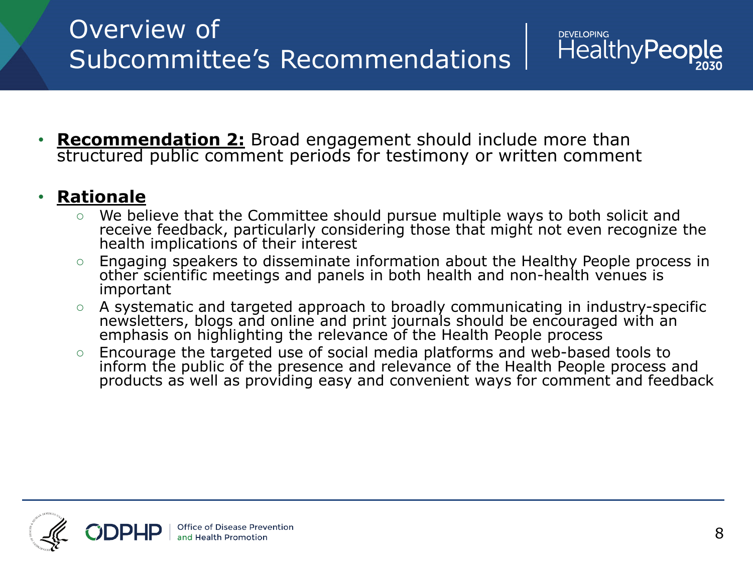# Overview of Subcommittee's Recommendations

- **Recommendation 2:** Broad engagement should include more than structured public comment periods for testimony or written comment

- **Rationale**
  - We believe that the Committee should pursue multiple ways to both solicit and receive feedback, particularly considering those that might not even recognize the health implications of their interest
  - Engaging speakers to disseminate information about the Healthy People process in other scientific meetings and panels in both health and non-health venues is important
  - A systematic and targeted approach to broadly communicating in industry-specific newsletters, blogs and online and print journals should be encouraged with an emphasis on highlighting the relevance of the Health People process
  - Encourage the targeted use of social media platforms and web-based tools to inform the public of the presence and relevance of the Health People process and products as well as providing easy and convenient ways for comment and feedback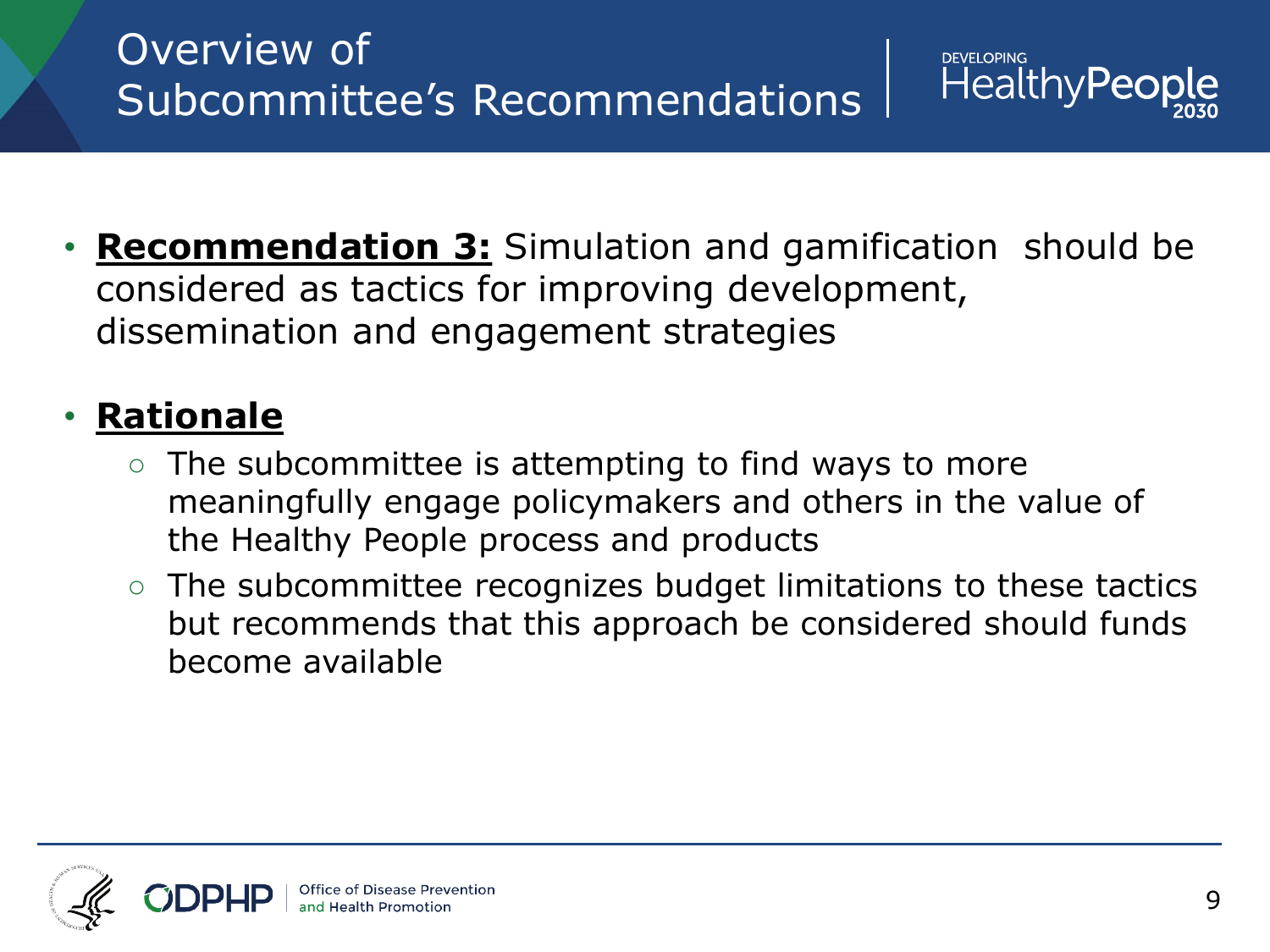# Overview of Subcommittee's Recommendations

- **Recommendation 3:** Simulation and gamification should be considered as tactics for improving development, dissemination and engagement strategies

- **Rationale**
  - The subcommittee is attempting to find ways to more meaningfully engage policymakers and others in the value of the Healthy People process and products
  - The subcommittee recognizes budget limitations to these tactics but recommends that this approach be considered should funds become available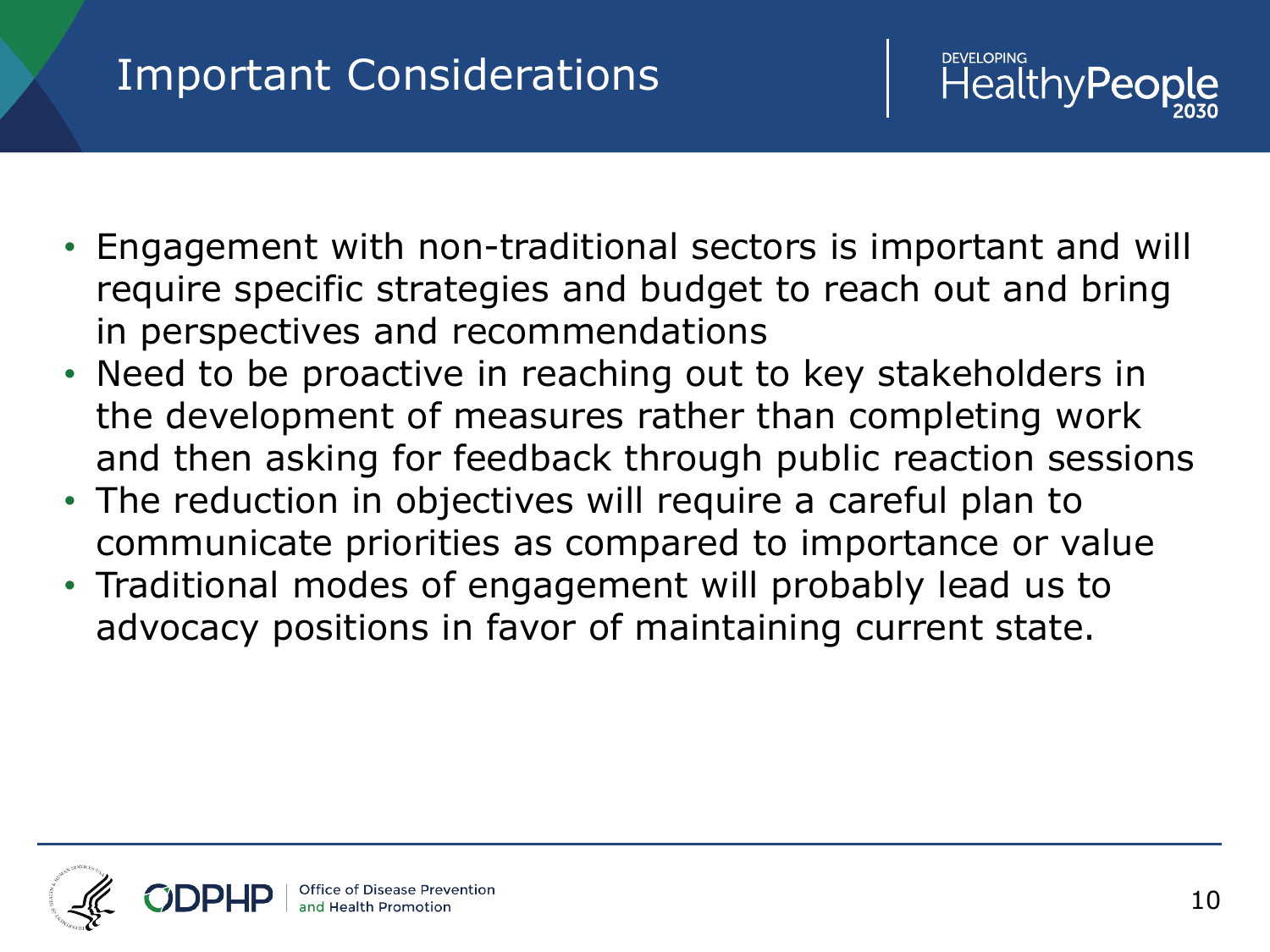# Important Considerations

- Engagement with non-traditional sectors is important and will require specific strategies and budget to reach out and bring in perspectives and recommendations
- Need to be proactive in reaching out to key stakeholders in the development of measures rather than completing work and then asking for feedback through public reaction sessions
- The reduction in objectives will require a careful plan to communicate priorities as compared to importance or value
- Traditional modes of engagement will probably lead us to advocacy positions in favor of maintaining current state.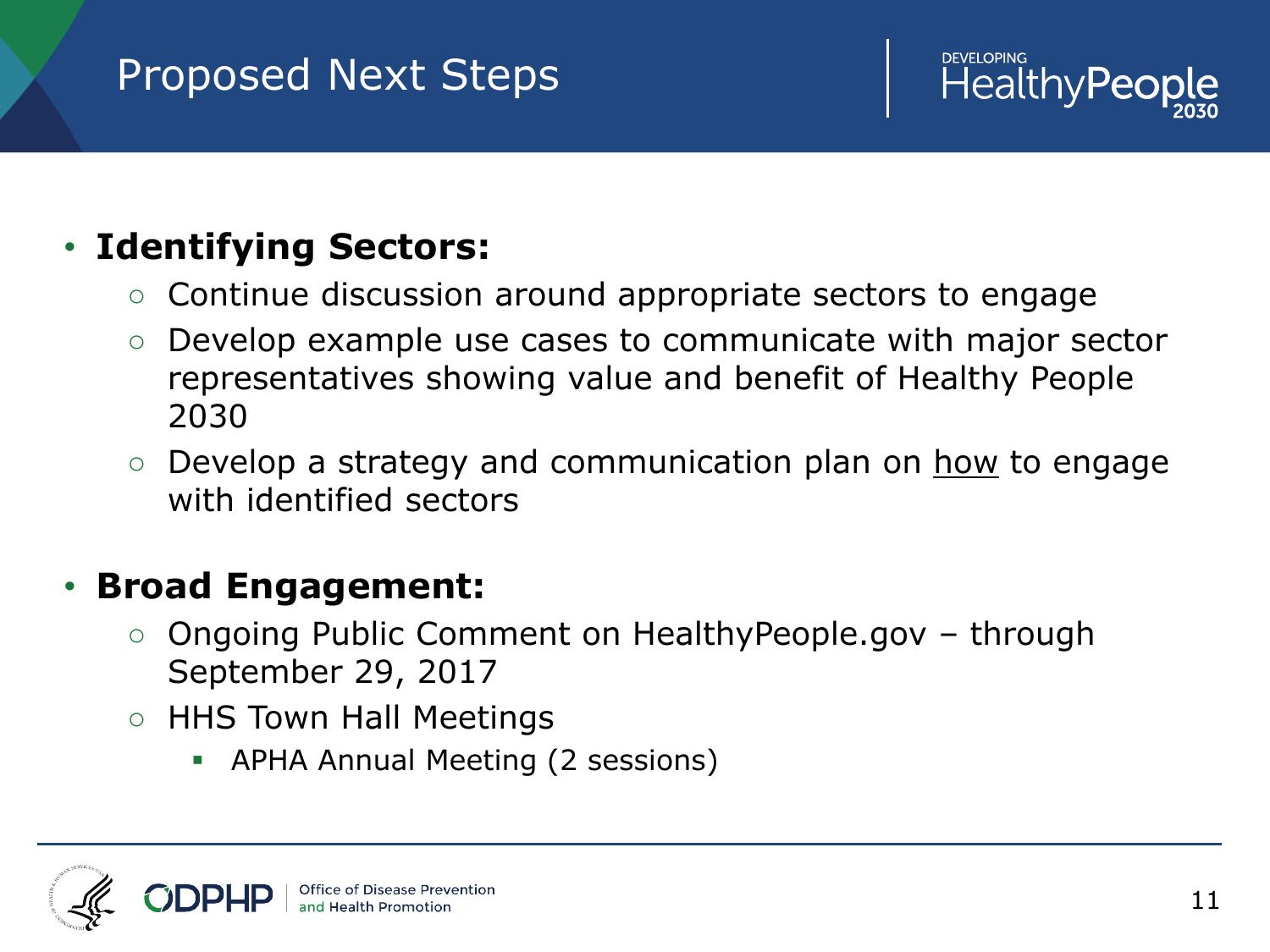# Proposed Next Steps

- **Identifying Sectors:**
  - Continue discussion around appropriate sectors to engage
  - Develop example use cases to communicate with major sector representatives showing value and benefit of Healthy People 2030
  - Develop a strategy and communication plan on how to engage with identified sectors

- **Broad Engagement:**
  - Ongoing Public Comment on HealthyPeople.gov – through September 29, 2017
  - HHS Town Hall Meetings
    - APHA Annual Meeting (2 sessions)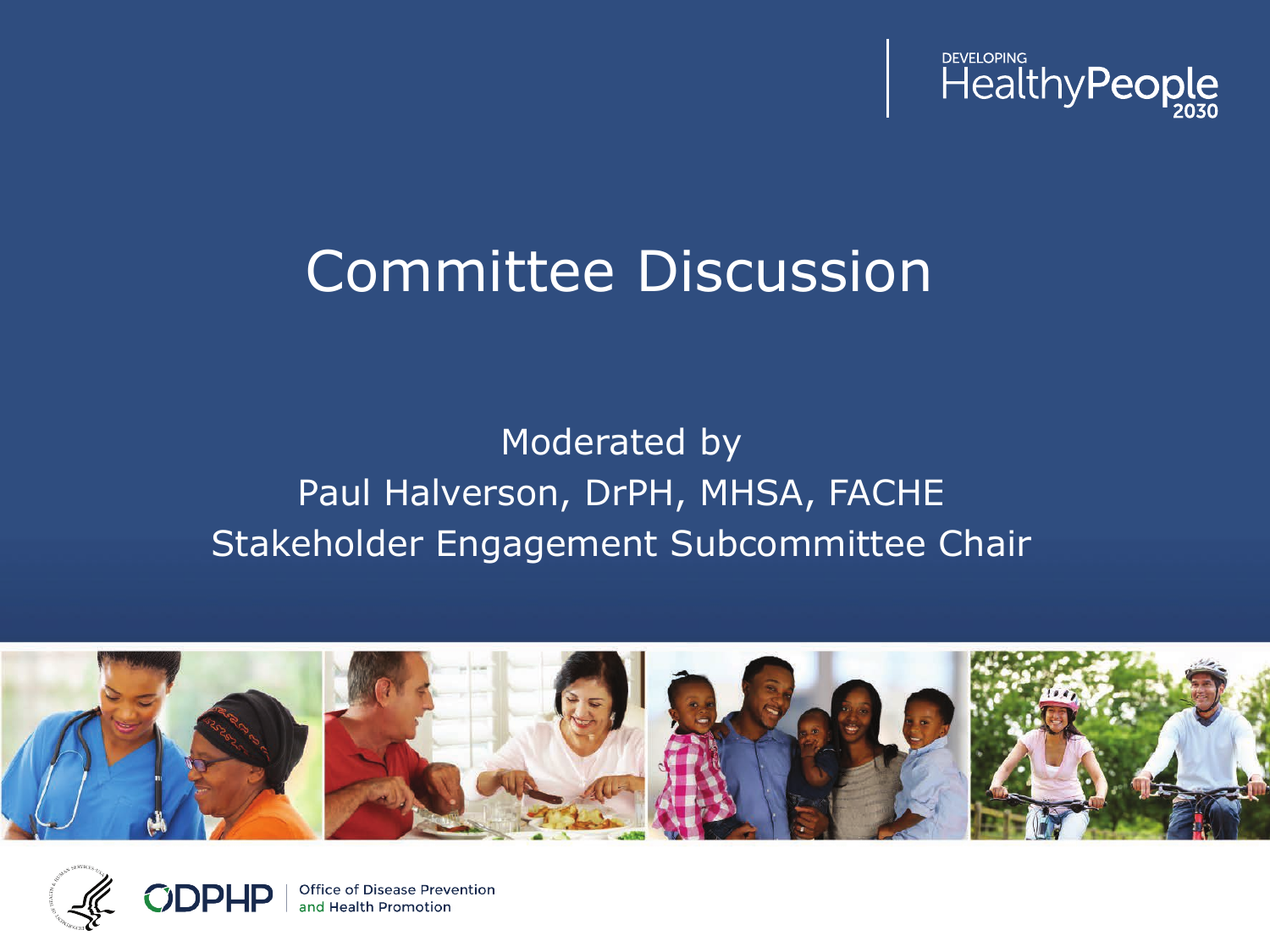DEVELOPING HealthyPeople 2030

# Committee Discussion

Moderated by
Paul Halverson, DrPH, MHSA, FACHE
Stakeholder Engagement Subcommittee Chair

ODPHP | Office of Disease Prevention and Health Promotion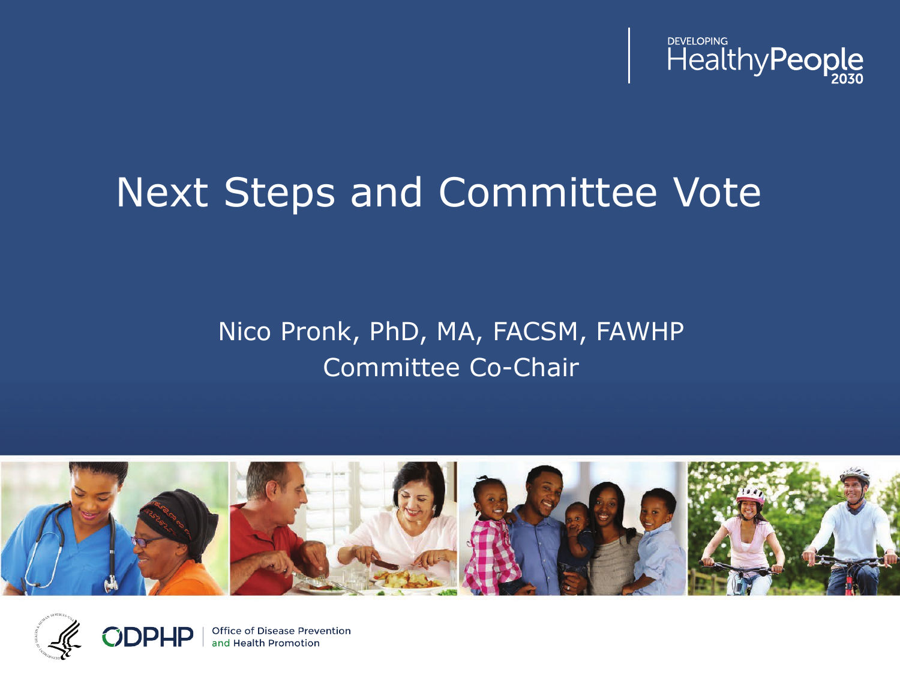DEVELOPING HealthyPeople 2030

# Next Steps and Committee Vote

Nico Pronk, PhD, MA, FACSM, FAWHP
Committee Co-Chair

ODPHP | Office of Disease Prevention and Health Promotion